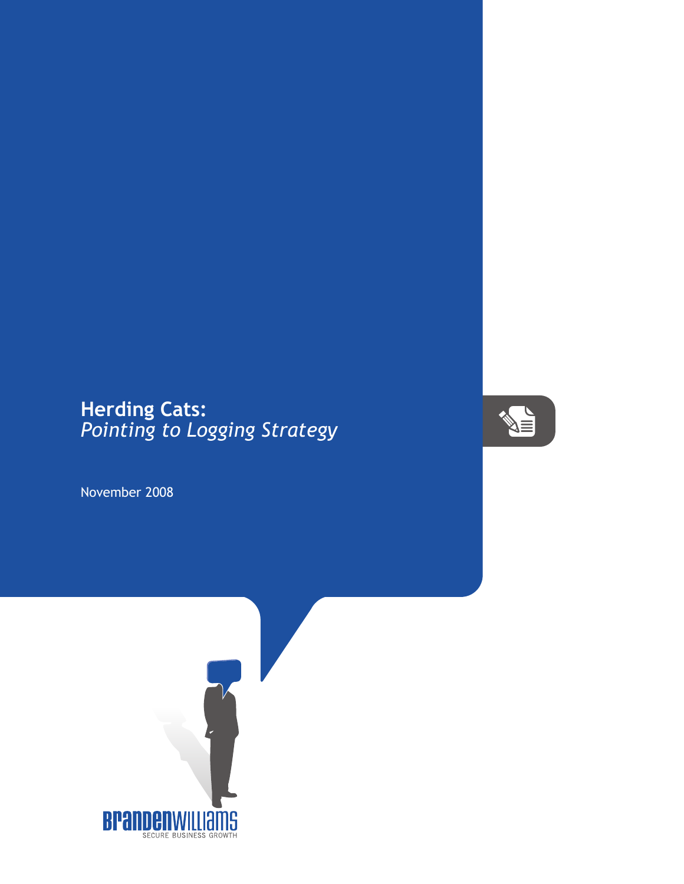# Herding Cats:
## *Pointing to Logging Strategy*

November 2008

BRANDENWILLIAMS
SECURE BUSINESS GROWTH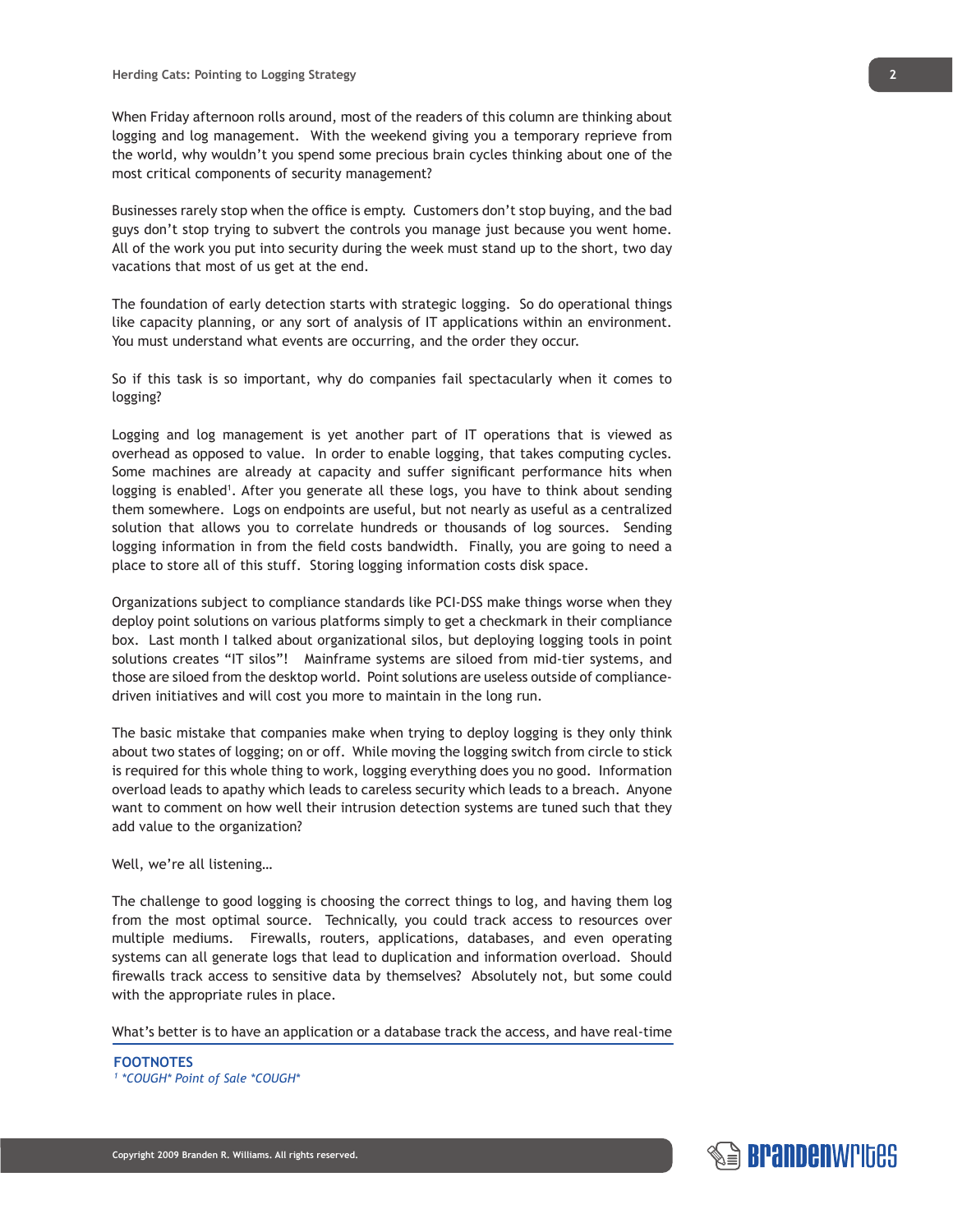When Friday afternoon rolls around, most of the readers of this column are thinking about logging and log management. With the weekend giving you a temporary reprieve from the world, why wouldn't you spend some precious brain cycles thinking about one of the most critical components of security management?

Businesses rarely stop when the office is empty. Customers don't stop buying, and the bad guys don't stop trying to subvert the controls you manage just because you went home. All of the work you put into security during the week must stand up to the short, two day vacations that most of us get at the end.

The foundation of early detection starts with strategic logging. So do operational things like capacity planning, or any sort of analysis of IT applications within an environment. You must understand what events are occurring, and the order they occur.

So if this task is so important, why do companies fail spectacularly when it comes to logging?

Logging and log management is yet another part of IT operations that is viewed as overhead as opposed to value. In order to enable logging, that takes computing cycles. Some machines are already at capacity and suffer significant performance hits when logging is enabled[1]. After you generate all these logs, you have to think about sending them somewhere. Logs on endpoints are useful, but not nearly as useful as a centralized solution that allows you to correlate hundreds or thousands of log sources. Sending logging information in from the field costs bandwidth. Finally, you are going to need a place to store all of this stuff. Storing logging information costs disk space.

Organizations subject to compliance standards like PCI-DSS make things worse when they deploy point solutions on various platforms simply to get a checkmark in their compliance box. Last month I talked about organizational silos, but deploying logging tools in point solutions creates "IT silos"! Mainframe systems are siloed from mid-tier systems, and those are siloed from the desktop world. Point solutions are useless outside of compliance-driven initiatives and will cost you more to maintain in the long run.

The basic mistake that companies make when trying to deploy logging is they only think about two states of logging; on or off. While moving the logging switch from circle to stick is required for this whole thing to work, logging everything does you no good. Information overload leads to apathy which leads to careless security which leads to a breach. Anyone want to comment on how well their intrusion detection systems are tuned such that they add value to the organization?

Well, we're all listening…

The challenge to good logging is choosing the correct things to log, and having them log from the most optimal source. Technically, you could track access to resources over multiple mediums. Firewalls, routers, applications, databases, and even operating systems can all generate logs that lead to duplication and information overload. Should firewalls track access to sensitive data by themselves? Absolutely not, but some could with the appropriate rules in place.

What's better is to have an application or a database track the access, and have real-time

**FOOTNOTES**

[1] *\*COUGH\* Point of Sale \*COUGH\**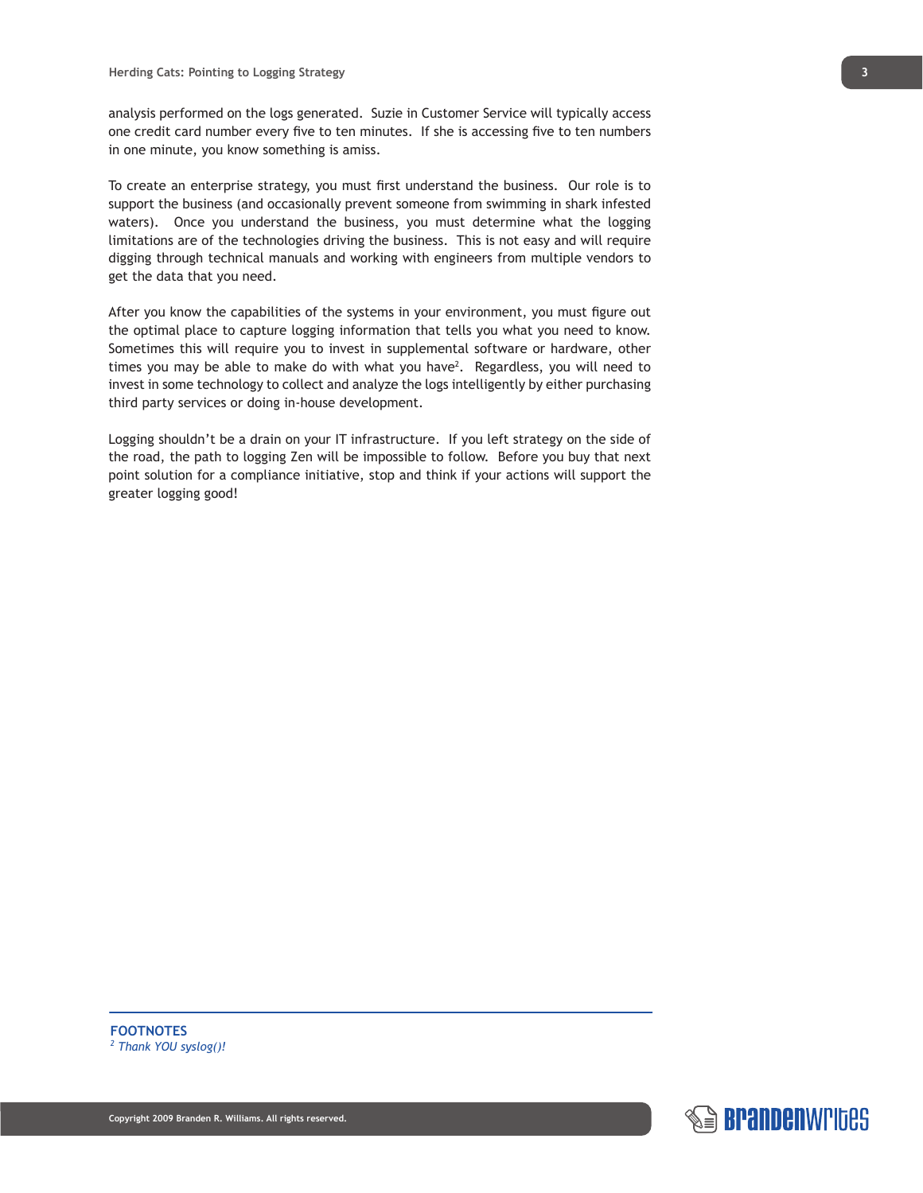analysis performed on the logs generated. Suzie in Customer Service will typically access one credit card number every five to ten minutes. If she is accessing five to ten numbers in one minute, you know something is amiss.

To create an enterprise strategy, you must first understand the business. Our role is to support the business (and occasionally prevent someone from swimming in shark infested waters). Once you understand the business, you must determine what the logging limitations are of the technologies driving the business. This is not easy and will require digging through technical manuals and working with engineers from multiple vendors to get the data that you need.

After you know the capabilities of the systems in your environment, you must figure out the optimal place to capture logging information that tells you what you need to know. Sometimes this will require you to invest in supplemental software or hardware, other times you may be able to make do with what you have[2]. Regardless, you will need to invest in some technology to collect and analyze the logs intelligently by either purchasing third party services or doing in-house development.

Logging shouldn't be a drain on your IT infrastructure. If you left strategy on the side of the road, the path to logging Zen will be impossible to follow. Before you buy that next point solution for a compliance initiative, stop and think if your actions will support the greater logging good!

---

**FOOTNOTES**

[2] *Thank YOU syslog()!*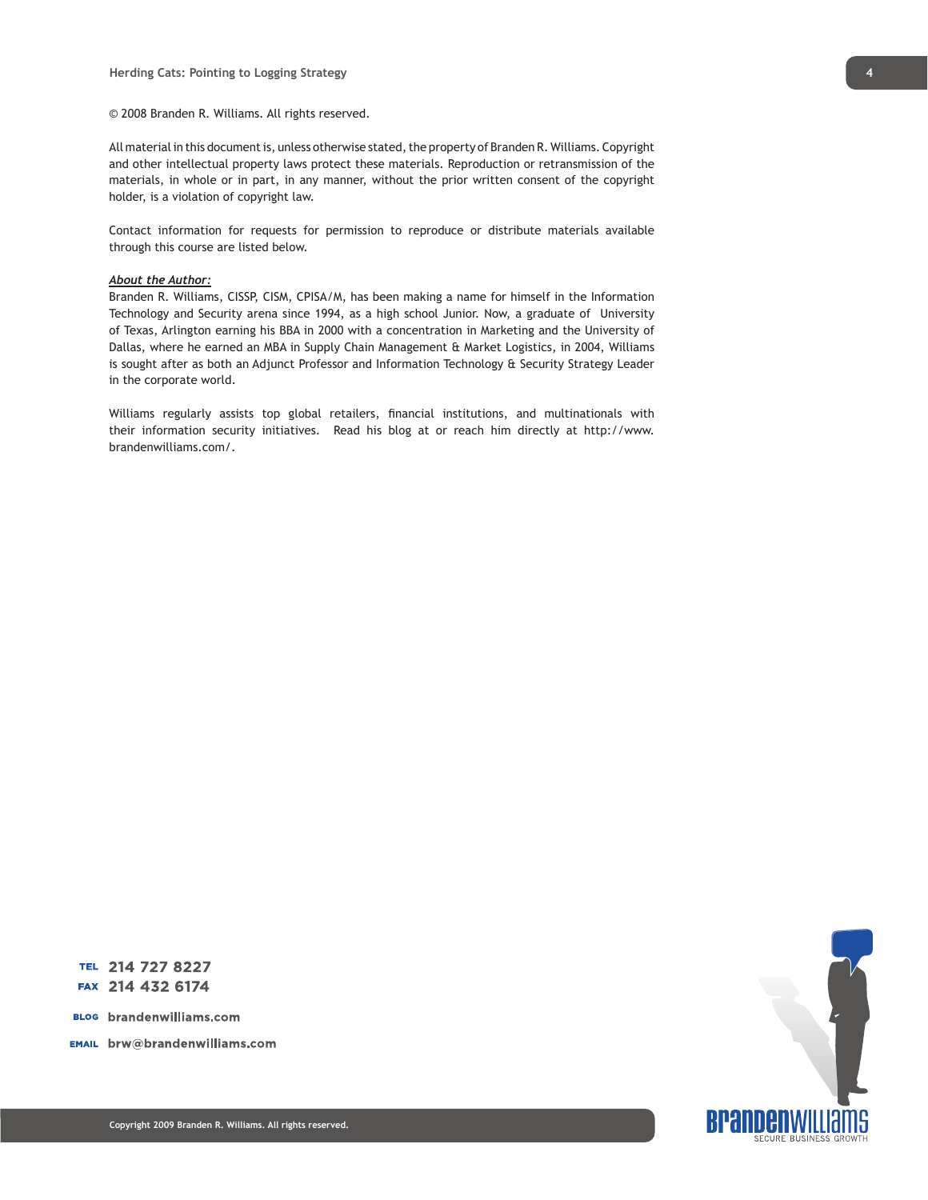© 2008 Branden R. Williams. All rights reserved.

All material in this document is, unless otherwise stated, the property of Branden R. Williams. Copyright and other intellectual property laws protect these materials. Reproduction or retransmission of the materials, in whole or in part, in any manner, without the prior written consent of the copyright holder, is a violation of copyright law.

Contact information for requests for permission to reproduce or distribute materials available through this course are listed below.

***About the Author:***

Branden R. Williams, CISSP, CISM, CPISA/M, has been making a name for himself in the Information Technology and Security arena since 1994, as a high school Junior. Now, a graduate of University of Texas, Arlington earning his BBA in 2000 with a concentration in Marketing and the University of Dallas, where he earned an MBA in Supply Chain Management & Market Logistics, in 2004, Williams is sought after as both an Adjunct Professor and Information Technology & Security Strategy Leader in the corporate world.

Williams regularly assists top global retailers, financial institutions, and multinationals with their information security initiatives. Read his blog at or reach him directly at http://www.brandenwilliams.com/.

**TEL** 214 727 8227
**FAX** 214 432 6174

**BLOG** brandenwilliams.com

**EMAIL** brw@brandenwilliams.com

BrandenWilliams
SECURE BUSINESS GROWTH